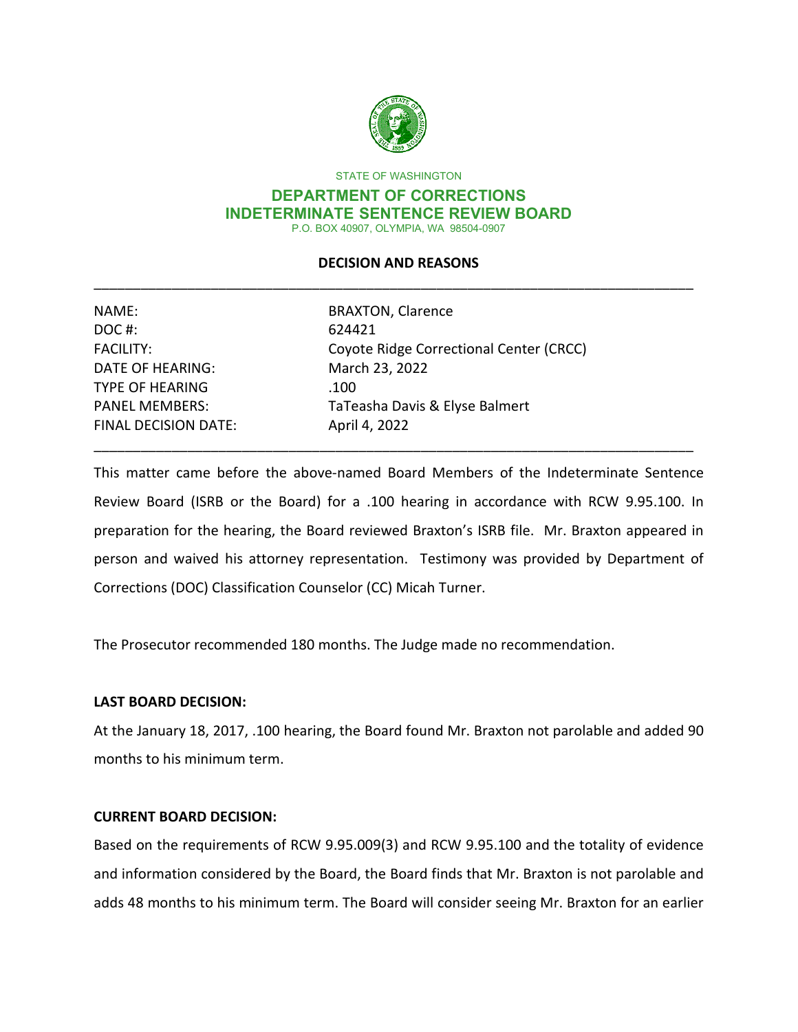STATE OF WASHINGTON

**DEPARTMENT OF CORRECTIONS**
**INDETERMINATE SENTENCE REVIEW BOARD**
P.O. BOX 40907, OLYMPIA, WA 98504-0907

## DECISION AND REASONS

| | |
|---|---|
| NAME: | BRAXTON, Clarence |
| DOC #: | 624421 |
| FACILITY: | Coyote Ridge Correctional Center (CRCC) |
| DATE OF HEARING: | March 23, 2022 |
| TYPE OF HEARING | .100 |
| PANEL MEMBERS: | TaTeasha Davis & Elyse Balmert |
| FINAL DECISION DATE: | April 4, 2022 |

This matter came before the above-named Board Members of the Indeterminate Sentence Review Board (ISRB or the Board) for a .100 hearing in accordance with RCW 9.95.100. In preparation for the hearing, the Board reviewed Braxton's ISRB file. Mr. Braxton appeared in person and waived his attorney representation. Testimony was provided by Department of Corrections (DOC) Classification Counselor (CC) Micah Turner.

The Prosecutor recommended 180 months. The Judge made no recommendation.

**LAST BOARD DECISION:**

At the January 18, 2017, .100 hearing, the Board found Mr. Braxton not parolable and added 90 months to his minimum term.

**CURRENT BOARD DECISION:**

Based on the requirements of RCW 9.95.009(3) and RCW 9.95.100 and the totality of evidence and information considered by the Board, the Board finds that Mr. Braxton is not parolable and adds 48 months to his minimum term. The Board will consider seeing Mr. Braxton for an earlier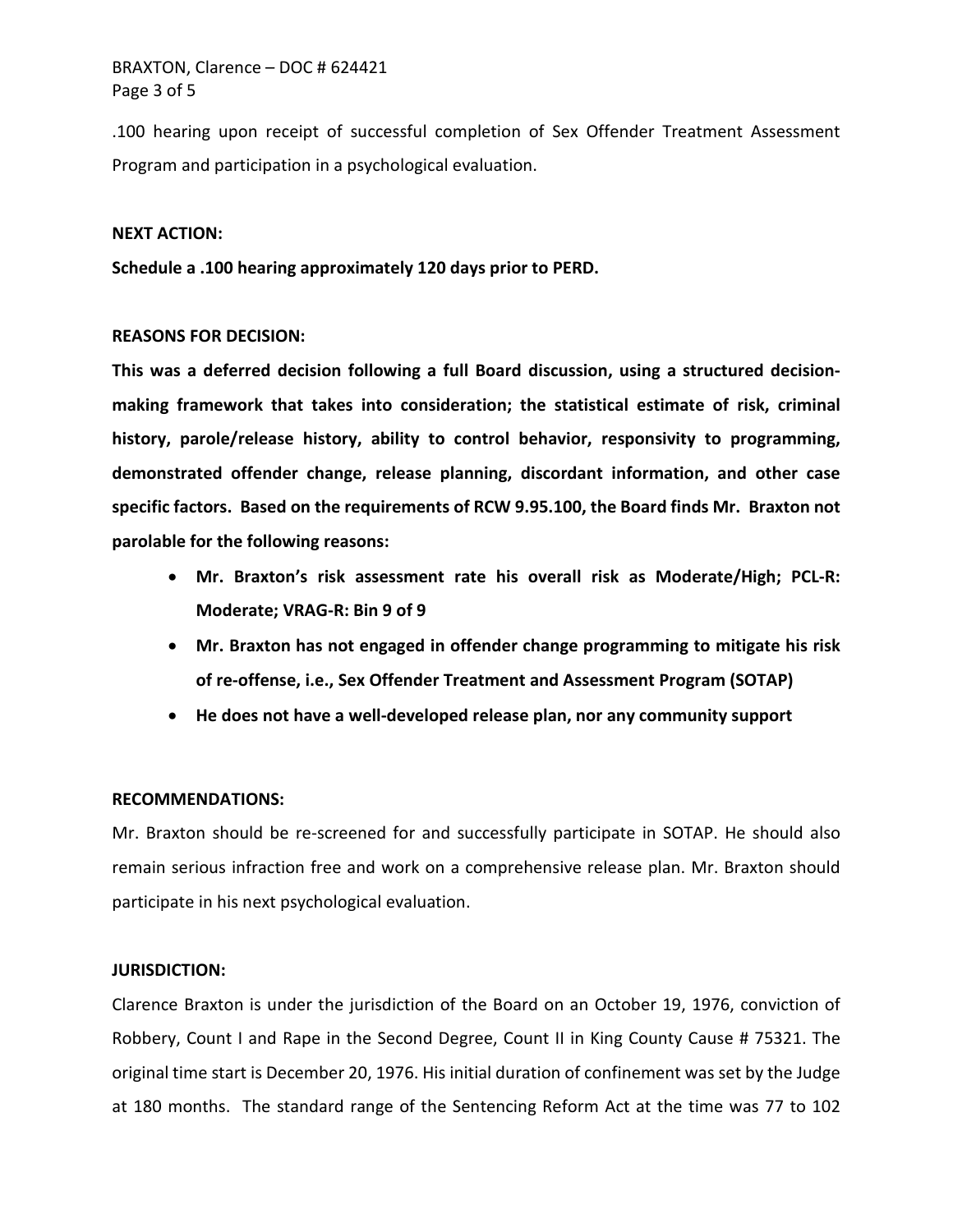.100 hearing upon receipt of successful completion of Sex Offender Treatment Assessment Program and participation in a psychological evaluation.

**NEXT ACTION:**

**Schedule a .100 hearing approximately 120 days prior to PERD.**

**REASONS FOR DECISION:**

**This was a deferred decision following a full Board discussion, using a structured decision-making framework that takes into consideration; the statistical estimate of risk, criminal history, parole/release history, ability to control behavior, responsivity to programming, demonstrated offender change, release planning, discordant information, and other case specific factors. Based on the requirements of RCW 9.95.100, the Board finds Mr. Braxton not parolable for the following reasons:**

- **Mr. Braxton's risk assessment rate his overall risk as Moderate/High; PCL-R: Moderate; VRAG-R: Bin 9 of 9**
- **Mr. Braxton has not engaged in offender change programming to mitigate his risk of re-offense, i.e., Sex Offender Treatment and Assessment Program (SOTAP)**
- **He does not have a well-developed release plan, nor any community support**

**RECOMMENDATIONS:**

Mr. Braxton should be re-screened for and successfully participate in SOTAP. He should also remain serious infraction free and work on a comprehensive release plan. Mr. Braxton should participate in his next psychological evaluation.

**JURISDICTION:**

Clarence Braxton is under the jurisdiction of the Board on an October 19, 1976, conviction of Robbery, Count I and Rape in the Second Degree, Count II in King County Cause # 75321. The original time start is December 20, 1976. His initial duration of confinement was set by the Judge at 180 months. The standard range of the Sentencing Reform Act at the time was 77 to 102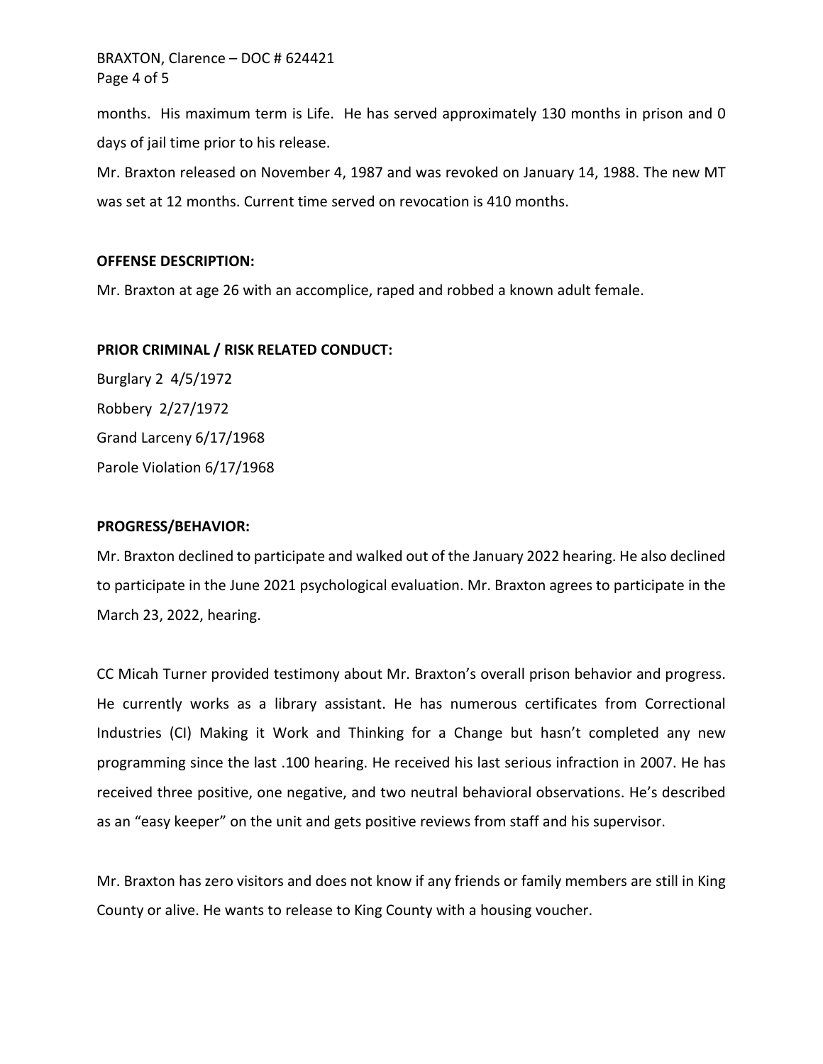months. His maximum term is Life. He has served approximately 130 months in prison and 0 days of jail time prior to his release.

Mr. Braxton released on November 4, 1987 and was revoked on January 14, 1988. The new MT was set at 12 months. Current time served on revocation is 410 months.

**OFFENSE DESCRIPTION:**

Mr. Braxton at age 26 with an accomplice, raped and robbed a known adult female.

**PRIOR CRIMINAL / RISK RELATED CONDUCT:**

Burglary 2 4/5/1972
Robbery 2/27/1972
Grand Larceny 6/17/1968
Parole Violation 6/17/1968

**PROGRESS/BEHAVIOR:**

Mr. Braxton declined to participate and walked out of the January 2022 hearing. He also declined to participate in the June 2021 psychological evaluation. Mr. Braxton agrees to participate in the March 23, 2022, hearing.

CC Micah Turner provided testimony about Mr. Braxton's overall prison behavior and progress. He currently works as a library assistant. He has numerous certificates from Correctional Industries (CI) Making it Work and Thinking for a Change but hasn't completed any new programming since the last .100 hearing. He received his last serious infraction in 2007. He has received three positive, one negative, and two neutral behavioral observations. He's described as an "easy keeper" on the unit and gets positive reviews from staff and his supervisor.

Mr. Braxton has zero visitors and does not know if any friends or family members are still in King County or alive. He wants to release to King County with a housing voucher.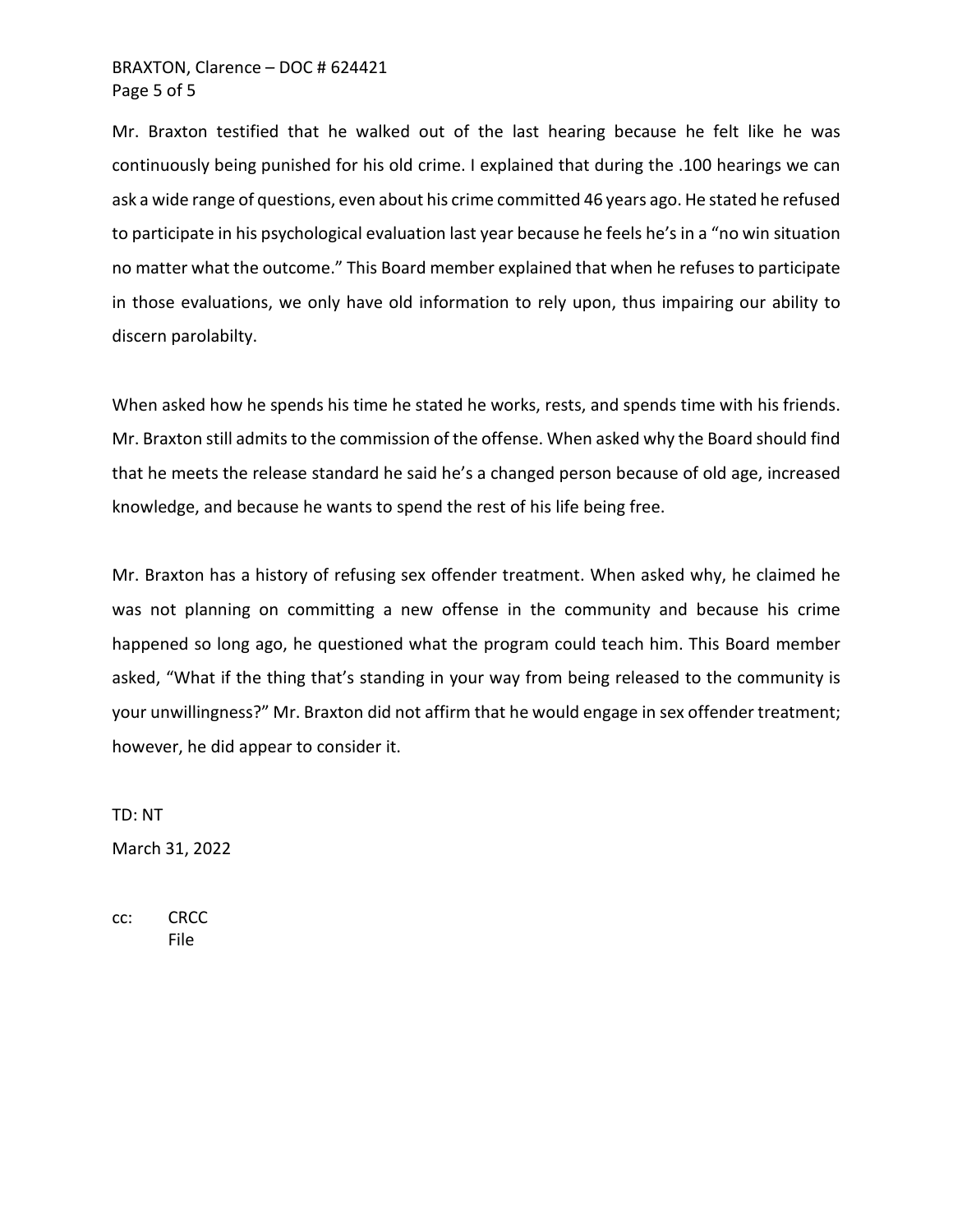Mr. Braxton testified that he walked out of the last hearing because he felt like he was continuously being punished for his old crime. I explained that during the .100 hearings we can ask a wide range of questions, even about his crime committed 46 years ago. He stated he refused to participate in his psychological evaluation last year because he feels he's in a "no win situation no matter what the outcome." This Board member explained that when he refuses to participate in those evaluations, we only have old information to rely upon, thus impairing our ability to discern parolabilty.

When asked how he spends his time he stated he works, rests, and spends time with his friends. Mr. Braxton still admits to the commission of the offense. When asked why the Board should find that he meets the release standard he said he's a changed person because of old age, increased knowledge, and because he wants to spend the rest of his life being free.

Mr. Braxton has a history of refusing sex offender treatment. When asked why, he claimed he was not planning on committing a new offense in the community and because his crime happened so long ago, he questioned what the program could teach him. This Board member asked, "What if the thing that's standing in your way from being released to the community is your unwillingness?" Mr. Braxton did not affirm that he would engage in sex offender treatment; however, he did appear to consider it.

TD: NT

March 31, 2022

cc: CRCC
File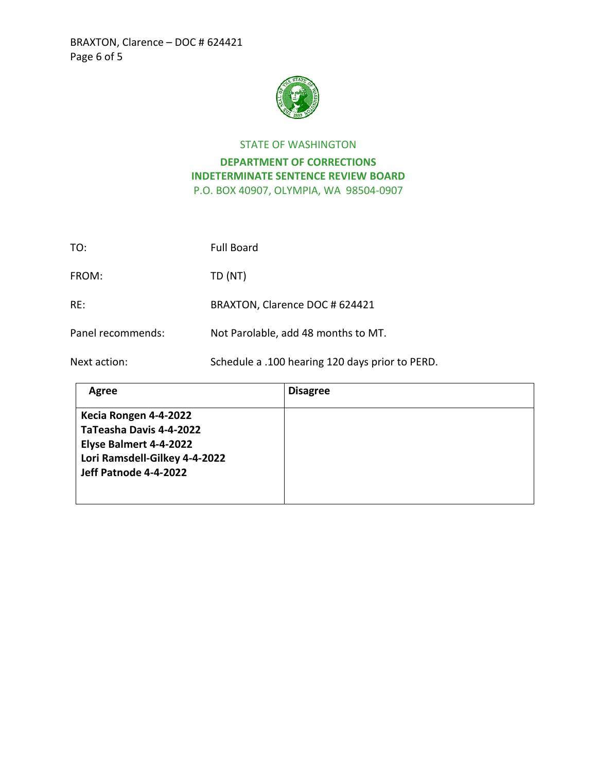STATE OF WASHINGTON

**DEPARTMENT OF CORRECTIONS**
**INDETERMINATE SENTENCE REVIEW BOARD**
P.O. BOX 40907, OLYMPIA, WA 98504-0907

TO: Full Board

FROM: TD (NT)

RE: BRAXTON, Clarence DOC # 624421

Panel recommends: Not Parolable, add 48 months to MT.

Next action: Schedule a .100 hearing 120 days prior to PERD.

| Agree | Disagree |
|---|---|
| **Kecia Rongen 4-4-2022**<br>**TaTeasha Davis 4-4-2022**<br>**Elyse Balmert 4-4-2022**<br>**Lori Ramsdell-Gilkey 4-4-2022**<br>**Jeff Patnode 4-4-2022** | |